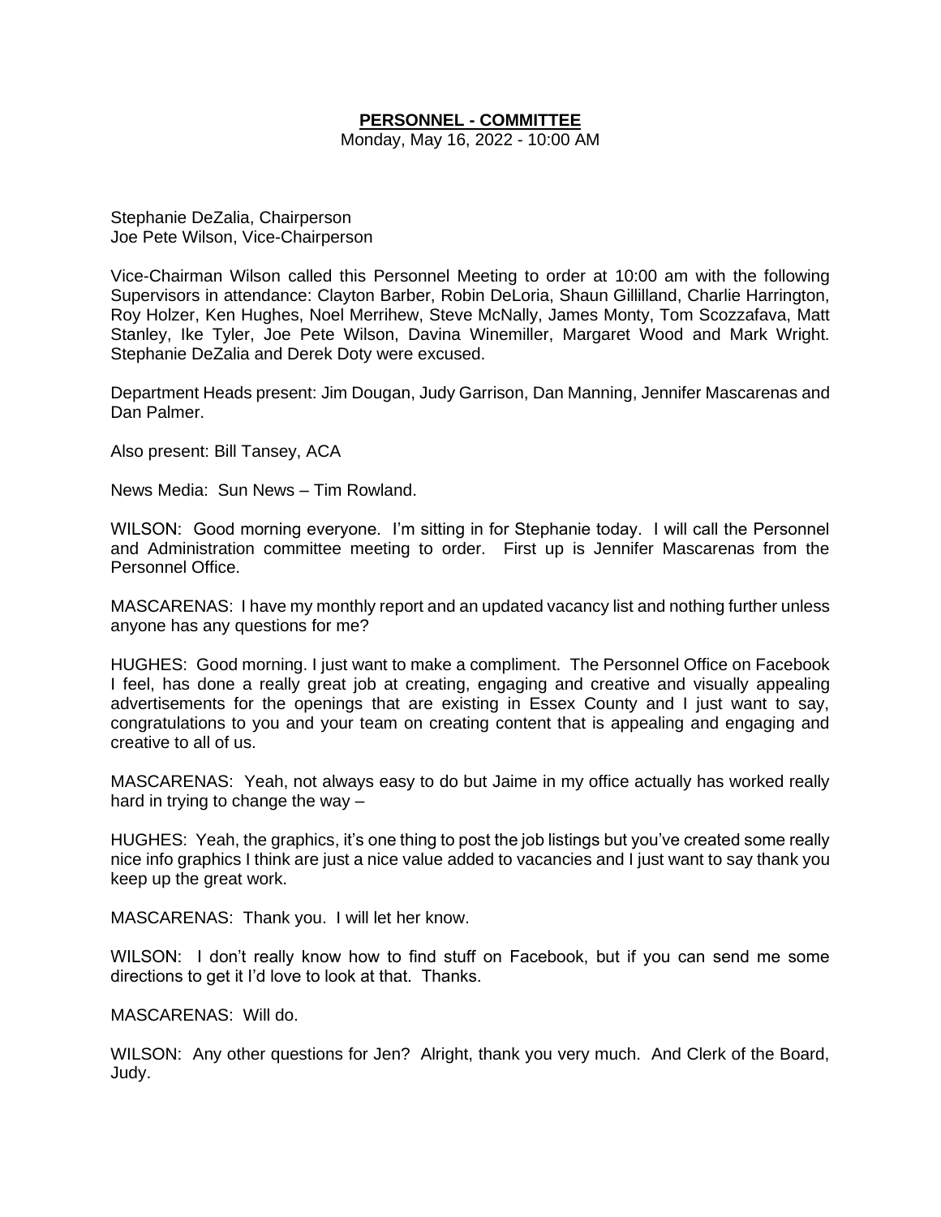# PERSONNEL - COMMITTEE

Monday, May 16, 2022 - 10:00 AM

Stephanie DeZalia, Chairperson
Joe Pete Wilson, Vice-Chairperson

Vice-Chairman Wilson called this Personnel Meeting to order at 10:00 am with the following Supervisors in attendance: Clayton Barber, Robin DeLoria, Shaun Gillilland, Charlie Harrington, Roy Holzer, Ken Hughes, Noel Merrihew, Steve McNally, James Monty, Tom Scozzafava, Matt Stanley, Ike Tyler, Joe Pete Wilson, Davina Winemiller, Margaret Wood and Mark Wright. Stephanie DeZalia and Derek Doty were excused.

Department Heads present: Jim Dougan, Judy Garrison, Dan Manning, Jennifer Mascarenas and Dan Palmer.

Also present: Bill Tansey, ACA

News Media: Sun News – Tim Rowland.

WILSON: Good morning everyone. I'm sitting in for Stephanie today. I will call the Personnel and Administration committee meeting to order. First up is Jennifer Mascarenas from the Personnel Office.

MASCARENAS: I have my monthly report and an updated vacancy list and nothing further unless anyone has any questions for me?

HUGHES: Good morning. I just want to make a compliment. The Personnel Office on Facebook I feel, has done a really great job at creating, engaging and creative and visually appealing advertisements for the openings that are existing in Essex County and I just want to say, congratulations to you and your team on creating content that is appealing and engaging and creative to all of us.

MASCARENAS: Yeah, not always easy to do but Jaime in my office actually has worked really hard in trying to change the way –

HUGHES: Yeah, the graphics, it's one thing to post the job listings but you've created some really nice info graphics I think are just a nice value added to vacancies and I just want to say thank you keep up the great work.

MASCARENAS: Thank you. I will let her know.

WILSON: I don't really know how to find stuff on Facebook, but if you can send me some directions to get it I'd love to look at that. Thanks.

MASCARENAS: Will do.

WILSON: Any other questions for Jen? Alright, thank you very much. And Clerk of the Board, Judy.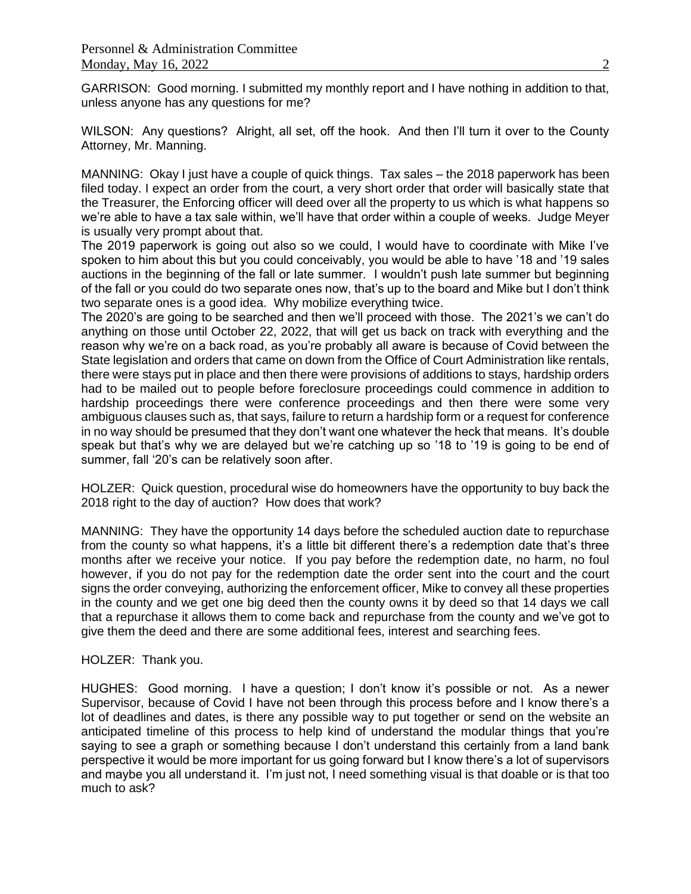GARRISON: Good morning. I submitted my monthly report and I have nothing in addition to that, unless anyone has any questions for me?

WILSON: Any questions? Alright, all set, off the hook. And then I'll turn it over to the County Attorney, Mr. Manning.

MANNING: Okay I just have a couple of quick things. Tax sales – the 2018 paperwork has been filed today. I expect an order from the court, a very short order that order will basically state that the Treasurer, the Enforcing officer will deed over all the property to us which is what happens so we're able to have a tax sale within, we'll have that order within a couple of weeks. Judge Meyer is usually very prompt about that.

The 2019 paperwork is going out also so we could, I would have to coordinate with Mike I've spoken to him about this but you could conceivably, you would be able to have '18 and '19 sales auctions in the beginning of the fall or late summer. I wouldn't push late summer but beginning of the fall or you could do two separate ones now, that's up to the board and Mike but I don't think two separate ones is a good idea. Why mobilize everything twice.

The 2020's are going to be searched and then we'll proceed with those. The 2021's we can't do anything on those until October 22, 2022, that will get us back on track with everything and the reason why we're on a back road, as you're probably all aware is because of Covid between the State legislation and orders that came on down from the Office of Court Administration like rentals, there were stays put in place and then there were provisions of additions to stays, hardship orders had to be mailed out to people before foreclosure proceedings could commence in addition to hardship proceedings there were conference proceedings and then there were some very ambiguous clauses such as, that says, failure to return a hardship form or a request for conference in no way should be presumed that they don't want one whatever the heck that means. It's double speak but that's why we are delayed but we're catching up so '18 to '19 is going to be end of summer, fall '20's can be relatively soon after.

HOLZER: Quick question, procedural wise do homeowners have the opportunity to buy back the 2018 right to the day of auction? How does that work?

MANNING: They have the opportunity 14 days before the scheduled auction date to repurchase from the county so what happens, it's a little bit different there's a redemption date that's three months after we receive your notice. If you pay before the redemption date, no harm, no foul however, if you do not pay for the redemption date the order sent into the court and the court signs the order conveying, authorizing the enforcement officer, Mike to convey all these properties in the county and we get one big deed then the county owns it by deed so that 14 days we call that a repurchase it allows them to come back and repurchase from the county and we've got to give them the deed and there are some additional fees, interest and searching fees.

HOLZER: Thank you.

HUGHES: Good morning. I have a question; I don't know it's possible or not. As a newer Supervisor, because of Covid I have not been through this process before and I know there's a lot of deadlines and dates, is there any possible way to put together or send on the website an anticipated timeline of this process to help kind of understand the modular things that you're saying to see a graph or something because I don't understand this certainly from a land bank perspective it would be more important for us going forward but I know there's a lot of supervisors and maybe you all understand it. I'm just not, I need something visual is that doable or is that too much to ask?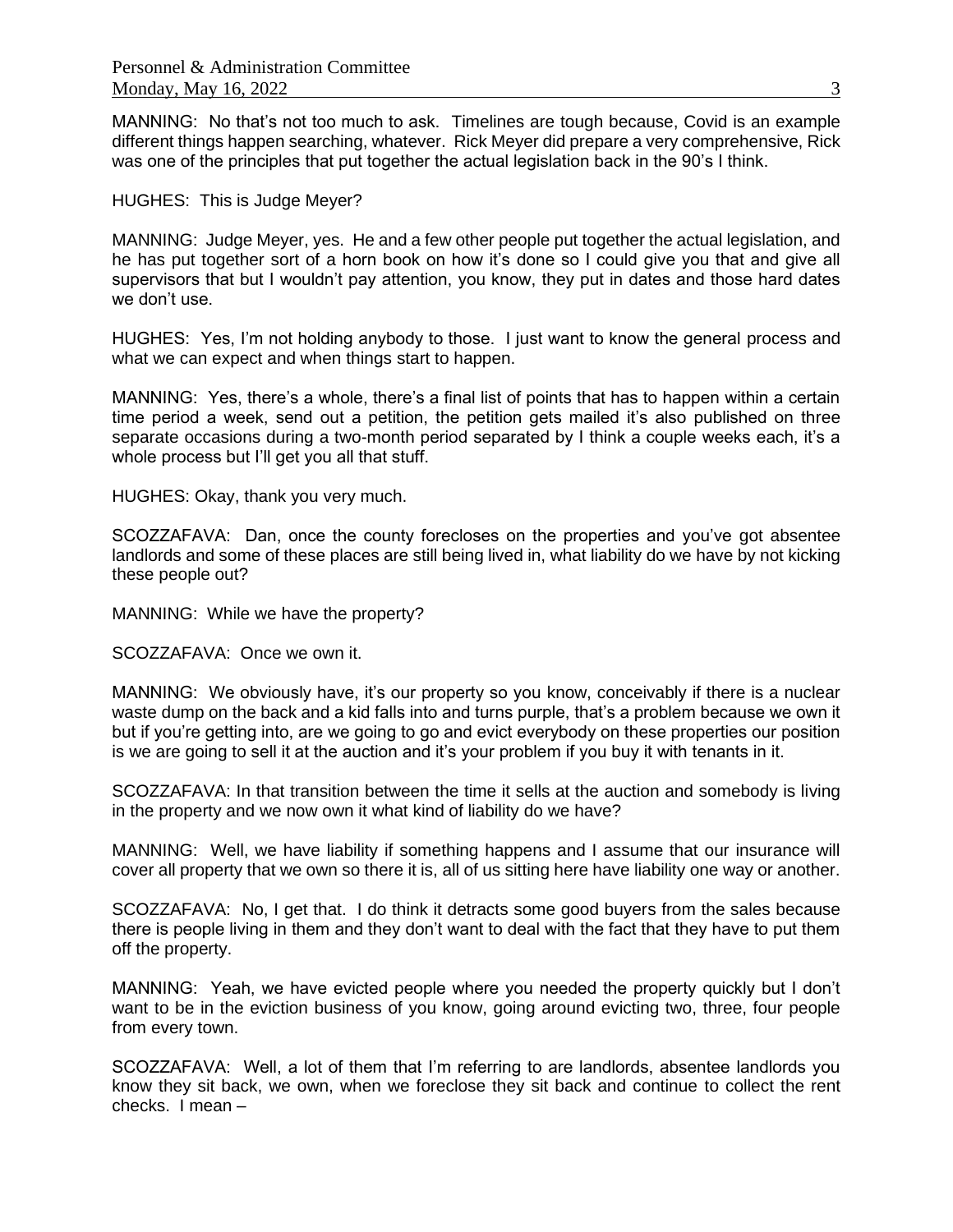MANNING: No that's not too much to ask. Timelines are tough because, Covid is an example different things happen searching, whatever. Rick Meyer did prepare a very comprehensive, Rick was one of the principles that put together the actual legislation back in the 90's I think.

HUGHES: This is Judge Meyer?

MANNING: Judge Meyer, yes. He and a few other people put together the actual legislation, and he has put together sort of a horn book on how it's done so I could give you that and give all supervisors that but I wouldn't pay attention, you know, they put in dates and those hard dates we don't use.

HUGHES: Yes, I'm not holding anybody to those. I just want to know the general process and what we can expect and when things start to happen.

MANNING: Yes, there's a whole, there's a final list of points that has to happen within a certain time period a week, send out a petition, the petition gets mailed it's also published on three separate occasions during a two-month period separated by I think a couple weeks each, it's a whole process but I'll get you all that stuff.

HUGHES: Okay, thank you very much.

SCOZZAFAVA: Dan, once the county forecloses on the properties and you've got absentee landlords and some of these places are still being lived in, what liability do we have by not kicking these people out?

MANNING: While we have the property?

SCOZZAFAVA: Once we own it.

MANNING: We obviously have, it's our property so you know, conceivably if there is a nuclear waste dump on the back and a kid falls into and turns purple, that's a problem because we own it but if you're getting into, are we going to go and evict everybody on these properties our position is we are going to sell it at the auction and it's your problem if you buy it with tenants in it.

SCOZZAFAVA: In that transition between the time it sells at the auction and somebody is living in the property and we now own it what kind of liability do we have?

MANNING: Well, we have liability if something happens and I assume that our insurance will cover all property that we own so there it is, all of us sitting here have liability one way or another.

SCOZZAFAVA: No, I get that. I do think it detracts some good buyers from the sales because there is people living in them and they don't want to deal with the fact that they have to put them off the property.

MANNING: Yeah, we have evicted people where you needed the property quickly but I don't want to be in the eviction business of you know, going around evicting two, three, four people from every town.

SCOZZAFAVA: Well, a lot of them that I'm referring to are landlords, absentee landlords you know they sit back, we own, when we foreclose they sit back and continue to collect the rent checks. I mean –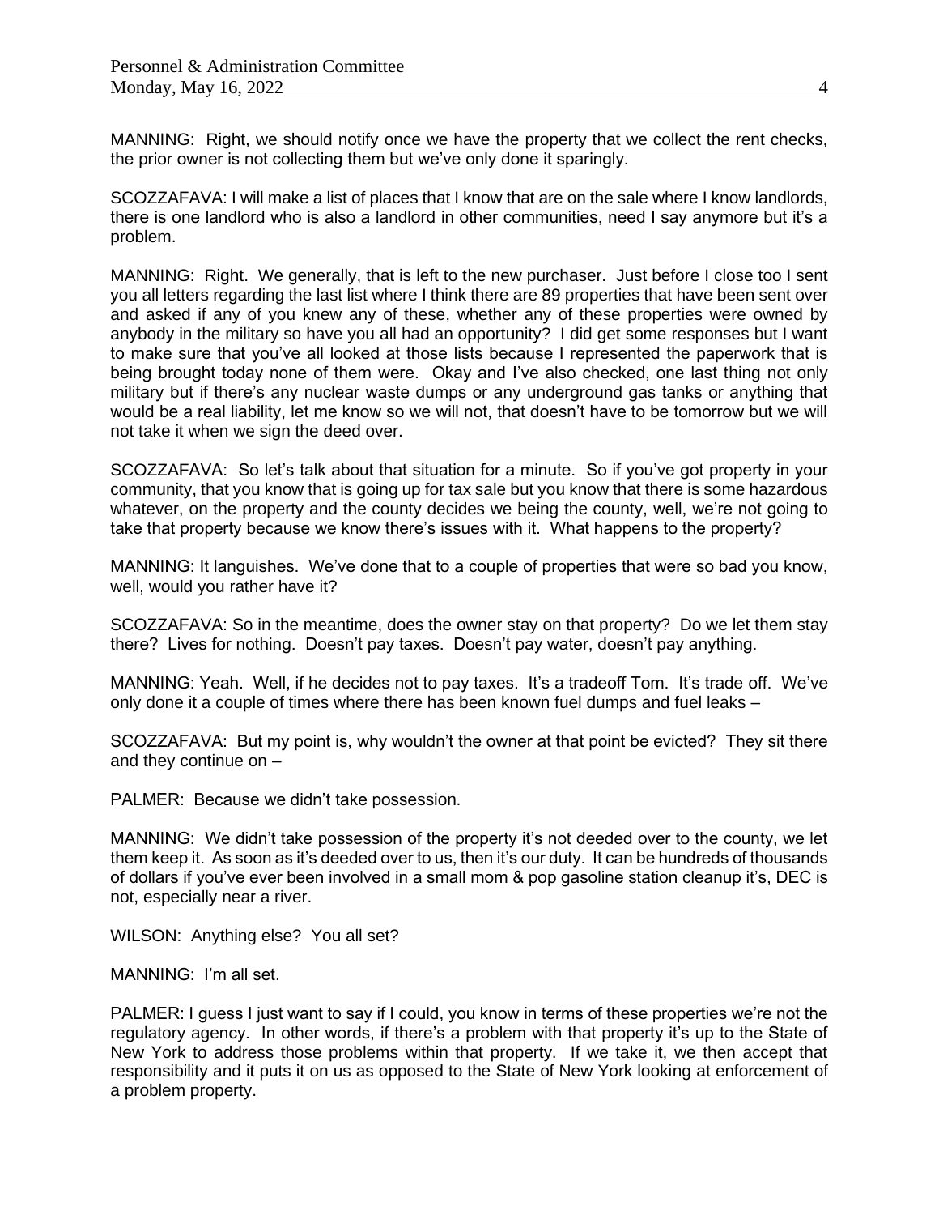MANNING: Right, we should notify once we have the property that we collect the rent checks, the prior owner is not collecting them but we've only done it sparingly.

SCOZZAFAVA: I will make a list of places that I know that are on the sale where I know landlords, there is one landlord who is also a landlord in other communities, need I say anymore but it's a problem.

MANNING: Right. We generally, that is left to the new purchaser. Just before I close too I sent you all letters regarding the last list where I think there are 89 properties that have been sent over and asked if any of you knew any of these, whether any of these properties were owned by anybody in the military so have you all had an opportunity? I did get some responses but I want to make sure that you've all looked at those lists because I represented the paperwork that is being brought today none of them were. Okay and I've also checked, one last thing not only military but if there's any nuclear waste dumps or any underground gas tanks or anything that would be a real liability, let me know so we will not, that doesn't have to be tomorrow but we will not take it when we sign the deed over.

SCOZZAFAVA: So let's talk about that situation for a minute. So if you've got property in your community, that you know that is going up for tax sale but you know that there is some hazardous whatever, on the property and the county decides we being the county, well, we're not going to take that property because we know there's issues with it. What happens to the property?

MANNING: It languishes. We've done that to a couple of properties that were so bad you know, well, would you rather have it?

SCOZZAFAVA: So in the meantime, does the owner stay on that property? Do we let them stay there? Lives for nothing. Doesn't pay taxes. Doesn't pay water, doesn't pay anything.

MANNING: Yeah. Well, if he decides not to pay taxes. It's a tradeoff Tom. It's trade off. We've only done it a couple of times where there has been known fuel dumps and fuel leaks –

SCOZZAFAVA: But my point is, why wouldn't the owner at that point be evicted? They sit there and they continue on –

PALMER: Because we didn't take possession.

MANNING: We didn't take possession of the property it's not deeded over to the county, we let them keep it. As soon as it's deeded over to us, then it's our duty. It can be hundreds of thousands of dollars if you've ever been involved in a small mom & pop gasoline station cleanup it's, DEC is not, especially near a river.

WILSON: Anything else? You all set?

MANNING: I'm all set.

PALMER: I guess I just want to say if I could, you know in terms of these properties we're not the regulatory agency. In other words, if there's a problem with that property it's up to the State of New York to address those problems within that property. If we take it, we then accept that responsibility and it puts it on us as opposed to the State of New York looking at enforcement of a problem property.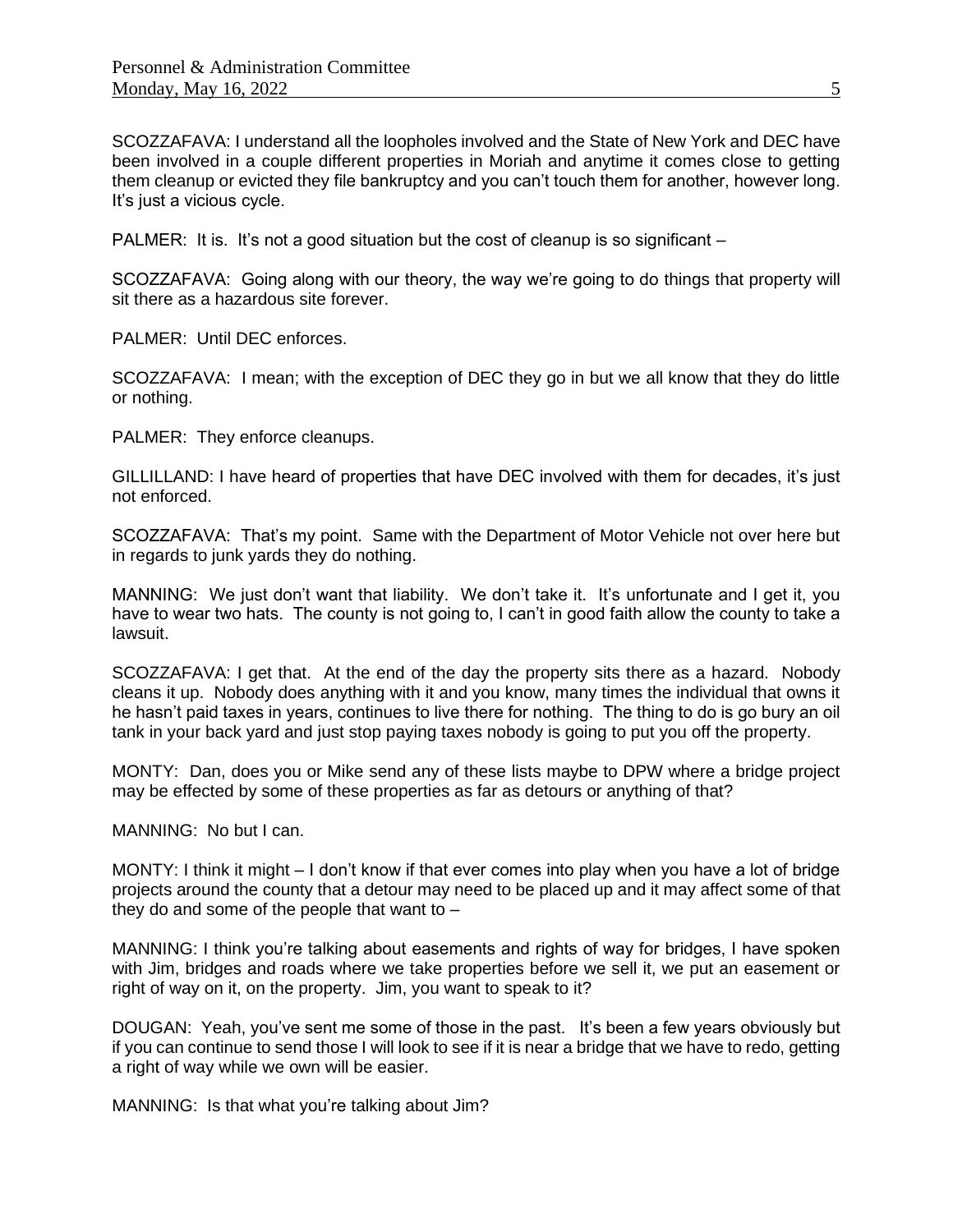SCOZZAFAVA: I understand all the loopholes involved and the State of New York and DEC have been involved in a couple different properties in Moriah and anytime it comes close to getting them cleanup or evicted they file bankruptcy and you can't touch them for another, however long. It's just a vicious cycle.

PALMER: It is. It's not a good situation but the cost of cleanup is so significant –

SCOZZAFAVA: Going along with our theory, the way we're going to do things that property will sit there as a hazardous site forever.

PALMER: Until DEC enforces.

SCOZZAFAVA: I mean; with the exception of DEC they go in but we all know that they do little or nothing.

PALMER: They enforce cleanups.

GILLILLAND: I have heard of properties that have DEC involved with them for decades, it's just not enforced.

SCOZZAFAVA: That's my point. Same with the Department of Motor Vehicle not over here but in regards to junk yards they do nothing.

MANNING: We just don't want that liability. We don't take it. It's unfortunate and I get it, you have to wear two hats. The county is not going to, I can't in good faith allow the county to take a lawsuit.

SCOZZAFAVA: I get that. At the end of the day the property sits there as a hazard. Nobody cleans it up. Nobody does anything with it and you know, many times the individual that owns it he hasn't paid taxes in years, continues to live there for nothing. The thing to do is go bury an oil tank in your back yard and just stop paying taxes nobody is going to put you off the property.

MONTY: Dan, does you or Mike send any of these lists maybe to DPW where a bridge project may be effected by some of these properties as far as detours or anything of that?

MANNING: No but I can.

MONTY: I think it might – I don't know if that ever comes into play when you have a lot of bridge projects around the county that a detour may need to be placed up and it may affect some of that they do and some of the people that want to –

MANNING: I think you're talking about easements and rights of way for bridges, I have spoken with Jim, bridges and roads where we take properties before we sell it, we put an easement or right of way on it, on the property. Jim, you want to speak to it?

DOUGAN: Yeah, you've sent me some of those in the past. It's been a few years obviously but if you can continue to send those I will look to see if it is near a bridge that we have to redo, getting a right of way while we own will be easier.

MANNING: Is that what you're talking about Jim?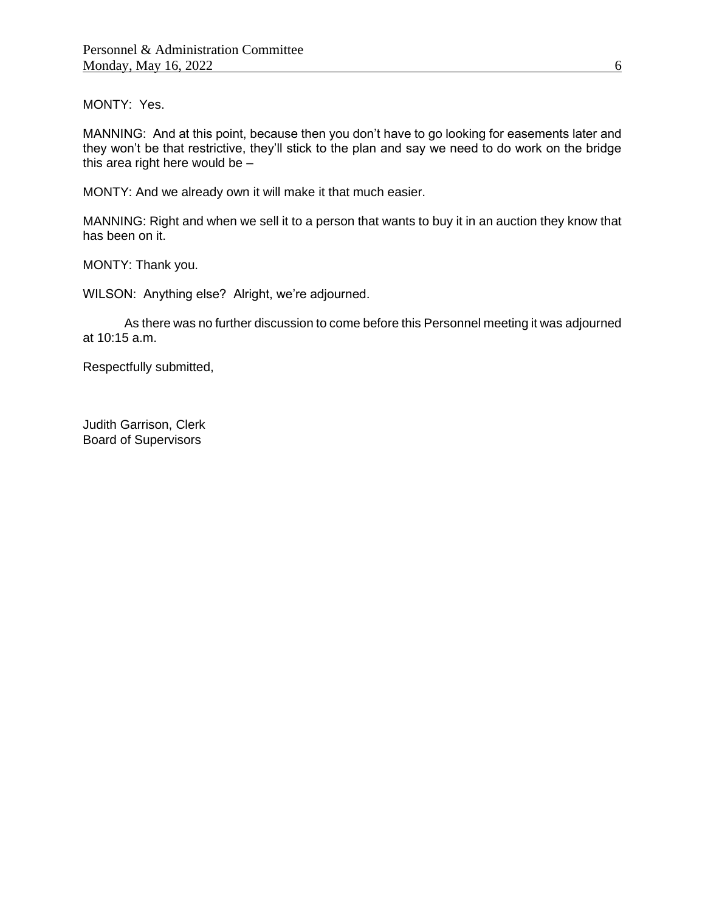MONTY: Yes.

MANNING: And at this point, because then you don't have to go looking for easements later and they won't be that restrictive, they'll stick to the plan and say we need to do work on the bridge this area right here would be –

MONTY: And we already own it will make it that much easier.

MANNING: Right and when we sell it to a person that wants to buy it in an auction they know that has been on it.

MONTY: Thank you.

WILSON: Anything else? Alright, we're adjourned.

As there was no further discussion to come before this Personnel meeting it was adjourned at 10:15 a.m.

Respectfully submitted,

Judith Garrison, Clerk
Board of Supervisors